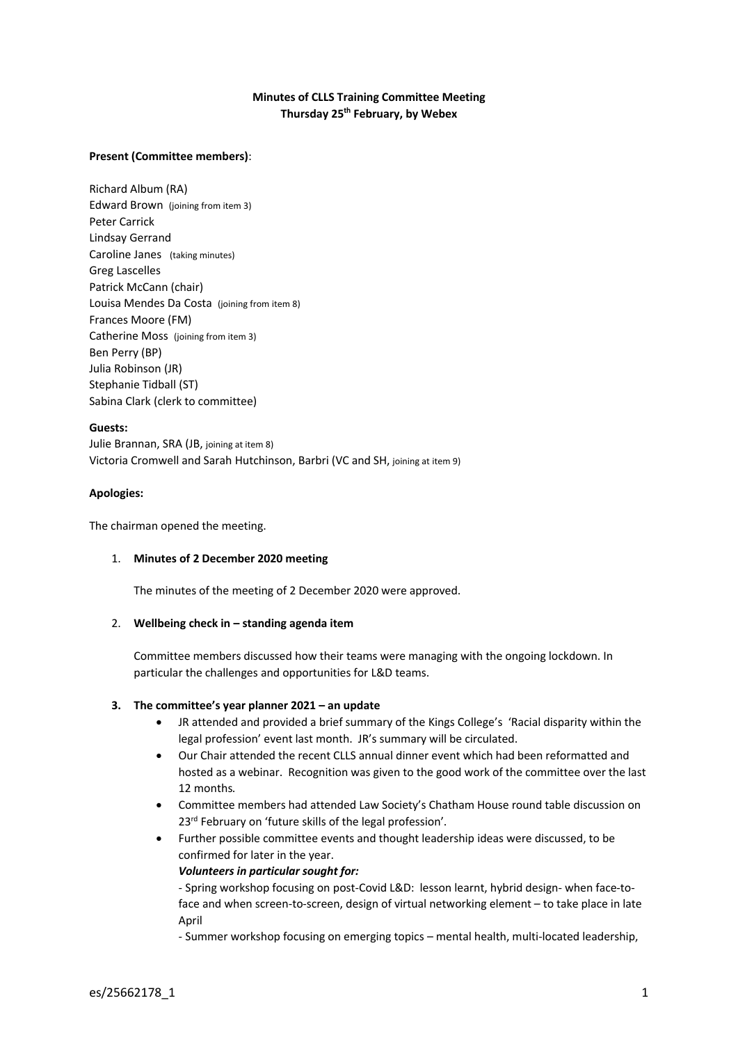**Minutes of CLLS Training Committee Meeting**
**Thursday 25th February, by Webex**

**Present (Committee members)**:

Richard Album (RA)
Edward Brown (joining from item 3)
Peter Carrick
Lindsay Gerrand
Caroline Janes (taking minutes)
Greg Lascelles
Patrick McCann (chair)
Louisa Mendes Da Costa (joining from item 8)
Frances Moore (FM)
Catherine Moss (joining from item 3)
Ben Perry (BP)
Julia Robinson (JR)
Stephanie Tidball (ST)
Sabina Clark (clerk to committee)

**Guests:**
Julie Brannan, SRA (JB, joining at item 8)
Victoria Cromwell and Sarah Hutchinson, Barbri (VC and SH, joining at item 9)

**Apologies:**

The chairman opened the meeting.

1. **Minutes of 2 December 2020 meeting**

   The minutes of the meeting of 2 December 2020 were approved.

2. **Wellbeing check in – standing agenda item**

   Committee members discussed how their teams were managing with the ongoing lockdown. In particular the challenges and opportunities for L&D teams.

3. **The committee's year planner 2021 – an update**
   - JR attended and provided a brief summary of the Kings College's 'Racial disparity within the legal profession' event last month. JR's summary will be circulated.
   - Our Chair attended the recent CLLS annual dinner event which had been reformatted and hosted as a webinar. Recognition was given to the good work of the committee over the last 12 months.
   - Committee members had attended Law Society's Chatham House round table discussion on 23rd February on 'future skills of the legal profession'.
   - Further possible committee events and thought leadership ideas were discussed, to be confirmed for later in the year.

     ***Volunteers in particular sought for:***

     - Spring workshop focusing on post-Covid L&D: lesson learnt, hybrid design- when face-to-face and when screen-to-screen, design of virtual networking element – to take place in late April

     - Summer workshop focusing on emerging topics – mental health, multi-located leadership,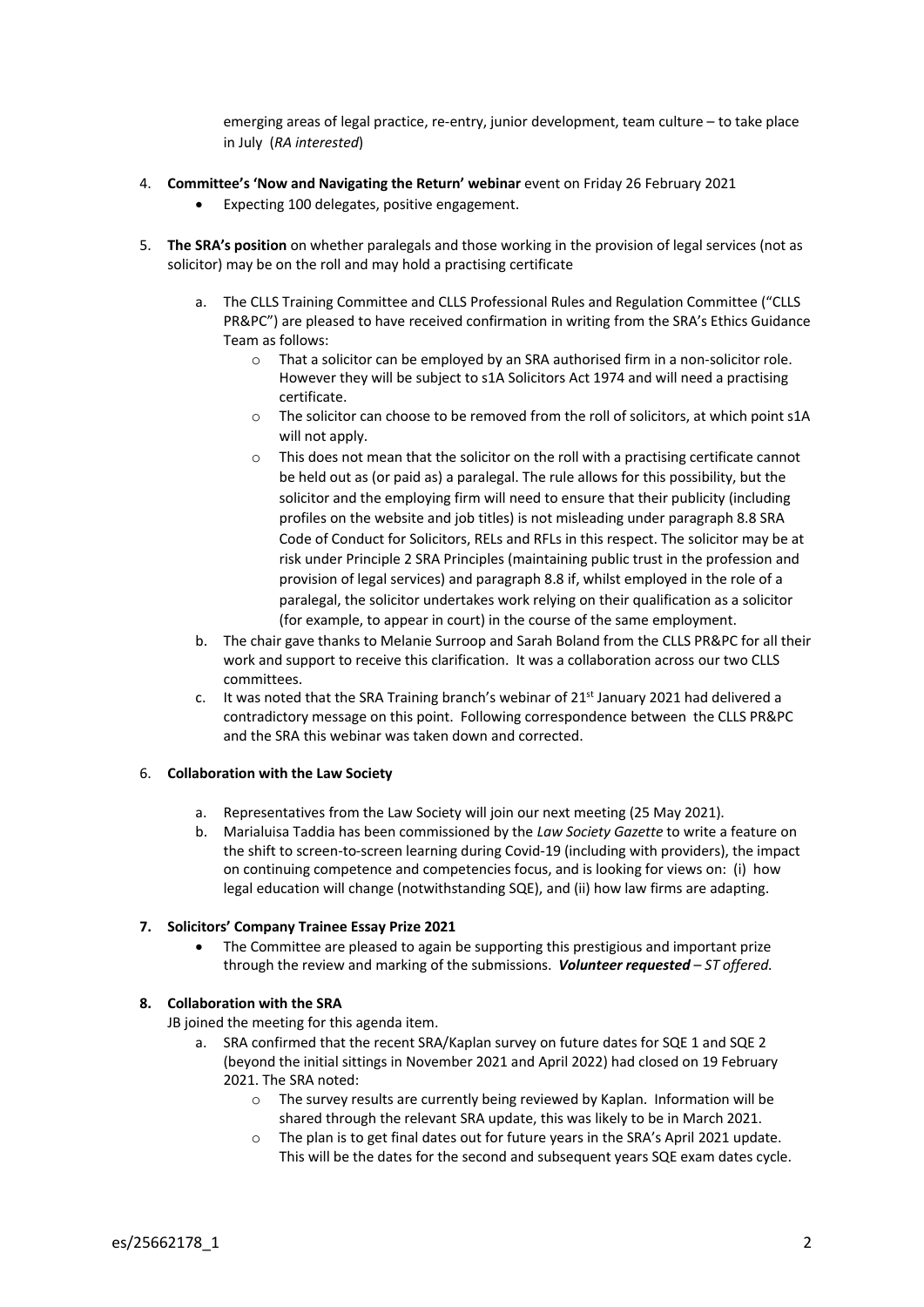emerging areas of legal practice, re-entry, junior development, team culture – to take place in July (*RA interested*)

4. **Committee's 'Now and Navigating the Return' webinar** event on Friday 26 February 2021
   - Expecting 100 delegates, positive engagement.

5. **The SRA's position** on whether paralegals and those working in the provision of legal services (not as solicitor) may be on the roll and may hold a practising certificate

   a. The CLLS Training Committee and CLLS Professional Rules and Regulation Committee ("CLLS PR&PC") are pleased to have received confirmation in writing from the SRA's Ethics Guidance Team as follows:
      - That a solicitor can be employed by an SRA authorised firm in a non-solicitor role. However they will be subject to s1A Solicitors Act 1974 and will need a practising certificate.
      - The solicitor can choose to be removed from the roll of solicitors, at which point s1A will not apply.
      - This does not mean that the solicitor on the roll with a practising certificate cannot be held out as (or paid as) a paralegal. The rule allows for this possibility, but the solicitor and the employing firm will need to ensure that their publicity (including profiles on the website and job titles) is not misleading under paragraph 8.8 SRA Code of Conduct for Solicitors, RELs and RFLs in this respect. The solicitor may be at risk under Principle 2 SRA Principles (maintaining public trust in the profession and provision of legal services) and paragraph 8.8 if, whilst employed in the role of a paralegal, the solicitor undertakes work relying on their qualification as a solicitor (for example, to appear in court) in the course of the same employment.

   b. The chair gave thanks to Melanie Surroop and Sarah Boland from the CLLS PR&PC for all their work and support to receive this clarification. It was a collaboration across our two CLLS committees.

   c. It was noted that the SRA Training branch's webinar of 21st January 2021 had delivered a contradictory message on this point. Following correspondence between the CLLS PR&PC and the SRA this webinar was taken down and corrected.

6. **Collaboration with the Law Society**

   a. Representatives from the Law Society will join our next meeting (25 May 2021).

   b. Marialuisa Taddia has been commissioned by the *Law Society Gazette* to write a feature on the shift to screen-to-screen learning during Covid-19 (including with providers), the impact on continuing competence and competencies focus, and is looking for views on: (i) how legal education will change (notwithstanding SQE), and (ii) how law firms are adapting.

**7. Solicitors' Company Trainee Essay Prize 2021**

- The Committee are pleased to again be supporting this prestigious and important prize through the review and marking of the submissions. ***Volunteer requested*** *– ST offered.*

**8. Collaboration with the SRA**

JB joined the meeting for this agenda item.

   a. SRA confirmed that the recent SRA/Kaplan survey on future dates for SQE 1 and SQE 2 (beyond the initial sittings in November 2021 and April 2022) had closed on 19 February 2021. The SRA noted:
      - The survey results are currently being reviewed by Kaplan. Information will be shared through the relevant SRA update, this was likely to be in March 2021.
      - The plan is to get final dates out for future years in the SRA's April 2021 update. This will be the dates for the second and subsequent years SQE exam dates cycle.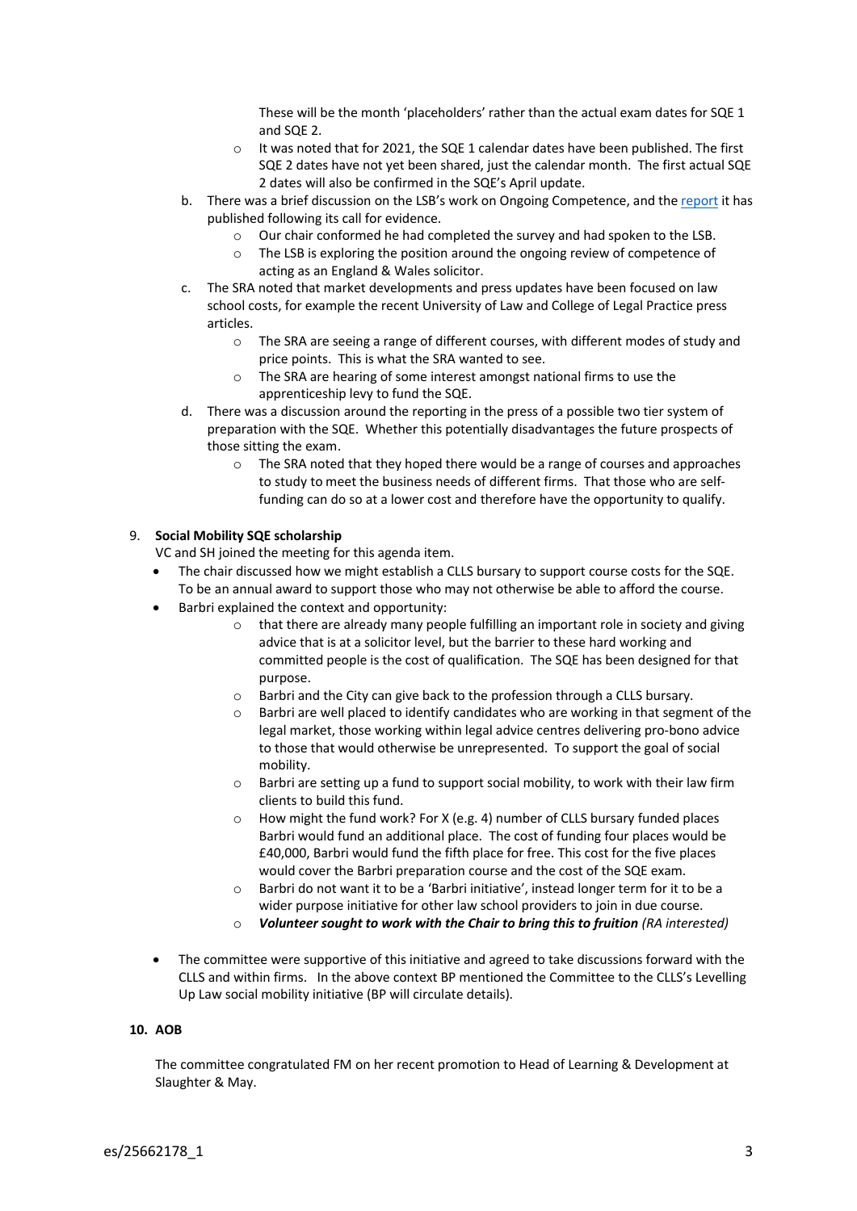These will be the month 'placeholders' rather than the actual exam dates for SQE 1 and SQE 2.

- It was noted that for 2021, the SQE 1 calendar dates have been published. The first SQE 2 dates have not yet been shared, just the calendar month. The first actual SQE 2 dates will also be confirmed in the SQE's April update.

b. There was a brief discussion on the LSB's work on Ongoing Competence, and the report it has published following its call for evidence.
   - Our chair conformed he had completed the survey and had spoken to the LSB.
   - The LSB is exploring the position around the ongoing review of competence of acting as an England & Wales solicitor.

c. The SRA noted that market developments and press updates have been focused on law school costs, for example the recent University of Law and College of Legal Practice press articles.
   - The SRA are seeing a range of different courses, with different modes of study and price points. This is what the SRA wanted to see.
   - The SRA are hearing of some interest amongst national firms to use the apprenticeship levy to fund the SQE.

d. There was a discussion around the reporting in the press of a possible two tier system of preparation with the SQE. Whether this potentially disadvantages the future prospects of those sitting the exam.
   - The SRA noted that they hoped there would be a range of courses and approaches to study to meet the business needs of different firms. That those who are self-funding can do so at a lower cost and therefore have the opportunity to qualify.

9. **Social Mobility SQE scholarship**

VC and SH joined the meeting for this agenda item.

- The chair discussed how we might establish a CLLS bursary to support course costs for the SQE. To be an annual award to support those who may not otherwise be able to afford the course.
- Barbri explained the context and opportunity:
   - that there are already many people fulfilling an important role in society and giving advice that is at a solicitor level, but the barrier to these hard working and committed people is the cost of qualification. The SQE has been designed for that purpose.
   - Barbri and the City can give back to the profession through a CLLS bursary.
   - Barbri are well placed to identify candidates who are working in that segment of the legal market, those working within legal advice centres delivering pro-bono advice to those that would otherwise be unrepresented. To support the goal of social mobility.
   - Barbri are setting up a fund to support social mobility, to work with their law firm clients to build this fund.
   - How might the fund work? For X (e.g. 4) number of CLLS bursary funded places Barbri would fund an additional place. The cost of funding four places would be £40,000, Barbri would fund the fifth place for free. This cost for the five places would cover the Barbri preparation course and the cost of the SQE exam.
   - Barbri do not want it to be a 'Barbri initiative', instead longer term for it to be a wider purpose initiative for other law school providers to join in due course.
   - ***Volunteer sought to work with the Chair to bring this to fruition*** *(RA interested)*

- The committee were supportive of this initiative and agreed to take discussions forward with the CLLS and within firms. In the above context BP mentioned the Committee to the CLLS's Levelling Up Law social mobility initiative (BP will circulate details).

**10. AOB**

The committee congratulated FM on her recent promotion to Head of Learning & Development at Slaughter & May.

es/25662178_1